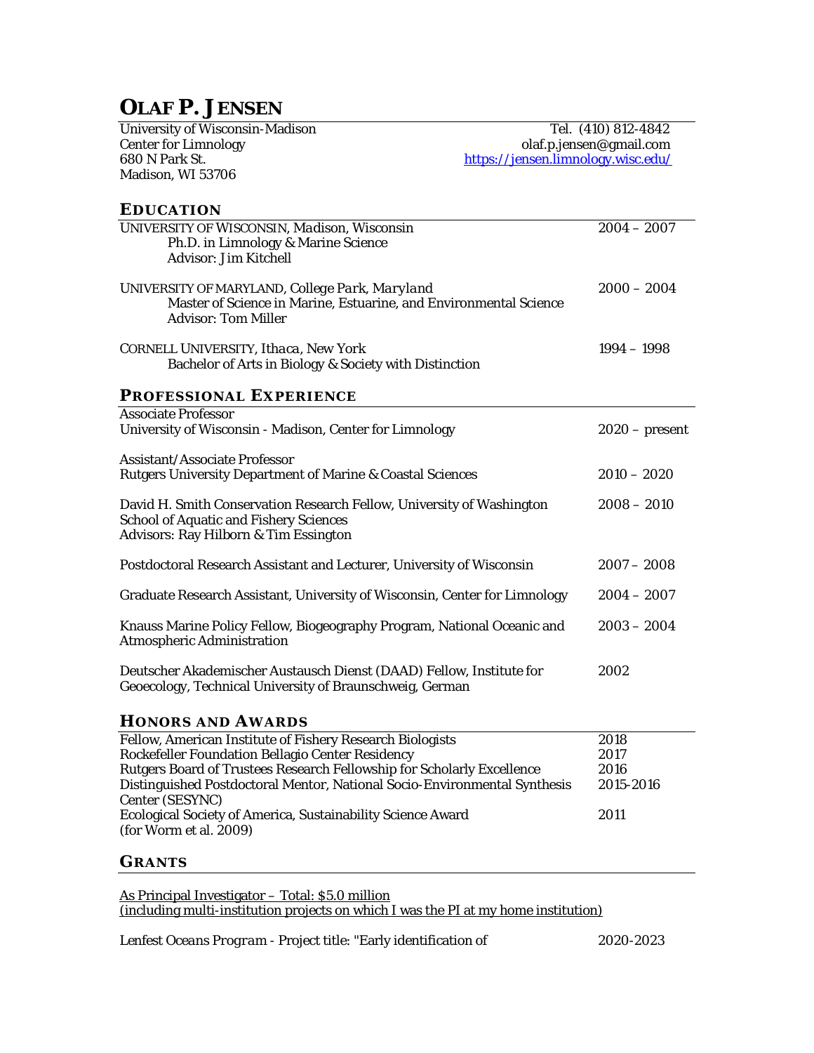# OLAF P. JENSEN

University of Wisconsin-Madison
Center for Limnology
680 N Park St.
Madison, WI 53706

Tel. (410) 812-4842
olaf.p.jensen@gmail.com
https://jensen.limnology.wisc.edu/

## EDUCATION

UNIVERSITY OF WISCONSIN, *Madison, Wisconsin* — 2004 – 2007
Ph.D. in Limnology & Marine Science
Advisor: Jim Kitchell

UNIVERSITY OF MARYLAND, *College Park, Maryland* — 2000 – 2004
Master of Science in Marine, Estuarine, and Environmental Science
Advisor: Tom Miller

CORNELL UNIVERSITY, *Ithaca, New York* — 1994 – 1998
Bachelor of Arts in Biology & Society with Distinction

## PROFESSIONAL EXPERIENCE

Associate Professor
University of Wisconsin - Madison, Center for Limnology — 2020 – present

Assistant/Associate Professor
Rutgers University Department of Marine & Coastal Sciences — 2010 – 2020

David H. Smith Conservation Research Fellow, University of Washington School of Aquatic and Fishery Sciences — 2008 – 2010
Advisors: Ray Hilborn & Tim Essington

Postdoctoral Research Assistant and Lecturer, University of Wisconsin — 2007 – 2008

Graduate Research Assistant, University of Wisconsin, Center for Limnology — 2004 – 2007

Knauss Marine Policy Fellow, Biogeography Program, National Oceanic and Atmospheric Administration — 2003 – 2004

Deutscher Akademischer Austausch Dienst (DAAD) Fellow, Institute for Geoecology, Technical University of Braunschweig, German — 2002

## HONORS AND AWARDS

Fellow, American Institute of Fishery Research Biologists — 2018
Rockefeller Foundation Bellagio Center Residency — 2017
Rutgers Board of Trustees Research Fellowship for Scholarly Excellence — 2016
Distinguished Postdoctoral Mentor, National Socio-Environmental Synthesis Center (SESYNC) — 2015-2016
Ecological Society of America, Sustainability Science Award (for Worm et al. 2009) — 2011

## GRANTS

As Principal Investigator – Total: $5.0 million
(including multi-institution projects on which I was the PI at my home institution)

*Lenfest Oceans Program* - Project title: "Early identification of — 2020-2023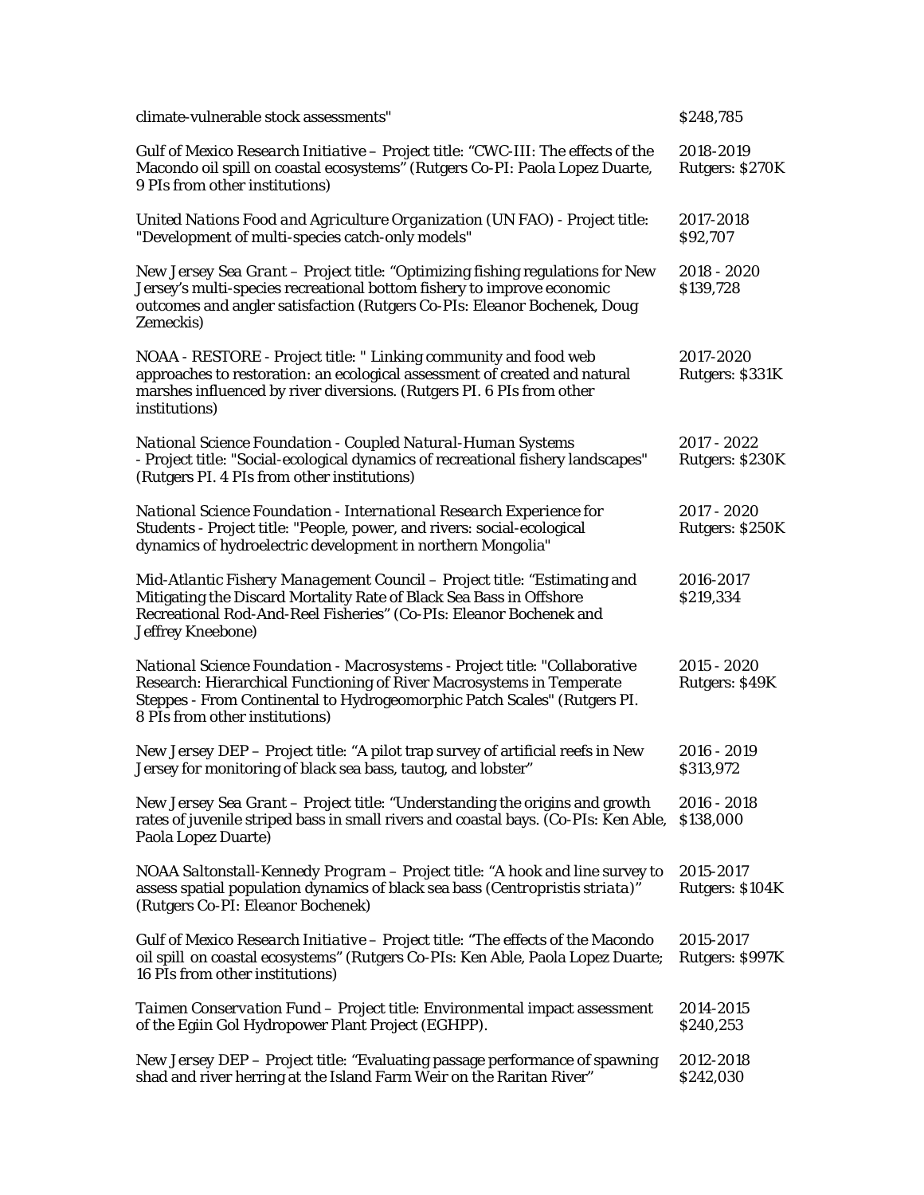| | |
|---|---|
| climate-vulnerable stock assessments" | $248,785 |
| *Gulf of Mexico Research Initiative* – Project title: "CWC-III: The effects of the Macondo oil spill on coastal ecosystems" (Rutgers Co-PI: Paola Lopez Duarte, 9 PIs from other institutions) | 2018-2019<br>Rutgers: $270K |
| *United Nations Food and Agriculture Organization (UN FAO)* - Project title: "Development of multi-species catch-only models" | 2017-2018<br>$92,707 |
| *New Jersey Sea Grant* – Project title: "Optimizing fishing regulations for New Jersey's multi-species recreational bottom fishery to improve economic outcomes and angler satisfaction (Rutgers Co-PIs: Eleanor Bochenek, Doug Zemeckis) | 2018 - 2020<br>$139,728 |
| NOAA - RESTORE - Project title: " Linking community and food web approaches to restoration: an ecological assessment of created and natural marshes influenced by river diversions. (Rutgers PI. 6 PIs from other institutions) | 2017-2020<br>Rutgers: $331K |
| *National Science Foundation - Coupled Natural-Human Systems* - Project title: "Social-ecological dynamics of recreational fishery landscapes" (Rutgers PI. 4 PIs from other institutions) | 2017 - 2022<br>Rutgers: $230K |
| *National Science Foundation - International Research Experience for Students* - Project title: "People, power, and rivers: social-ecological dynamics of hydroelectric development in northern Mongolia" | 2017 - 2020<br>Rutgers: $250K |
| *Mid-Atlantic Fishery Management Council* – Project title: "Estimating and Mitigating the Discard Mortality Rate of Black Sea Bass in Offshore Recreational Rod-And-Reel Fisheries" (Co-PIs: Eleanor Bochenek and Jeffrey Kneebone) | 2016-2017<br>$219,334 |
| *National Science Foundation - Macrosystems* - Project title: "Collaborative Research: Hierarchical Functioning of River Macrosystems in Temperate Steppes - From Continental to Hydrogeomorphic Patch Scales" (Rutgers PI. 8 PIs from other institutions) | 2015 - 2020<br>Rutgers: $49K |
| *New Jersey DEP* – Project title: "A pilot trap survey of artificial reefs in New Jersey for monitoring of black sea bass, tautog, and lobster" | 2016 - 2019<br>$313,972 |
| *New Jersey Sea Grant* – Project title: "Understanding the origins and growth rates of juvenile striped bass in small rivers and coastal bays. (Co-PIs: Ken Able, Paola Lopez Duarte) | 2016 - 2018<br>$138,000 |
| *NOAA Saltonstall-Kennedy Program* – Project title: "A hook and line survey to assess spatial population dynamics of black sea bass (*Centropristis striata*)" (Rutgers Co-PI: Eleanor Bochenek) | 2015-2017<br>Rutgers: $104K |
| *Gulf of Mexico Research Initiative* – Project title: "The effects of the Macondo oil spill on coastal ecosystems" (Rutgers Co-PIs: Ken Able, Paola Lopez Duarte; 16 PIs from other institutions) | 2015-2017<br>Rutgers: $997K |
| *Taimen Conservation Fund* – Project title: Environmental impact assessment of the Egiin Gol Hydropower Plant Project (EGHPP). | 2014-2015<br>$240,253 |
| *New Jersey DEP* – Project title: "Evaluating passage performance of spawning shad and river herring at the Island Farm Weir on the Raritan River" | 2012-2018<br>$242,030 |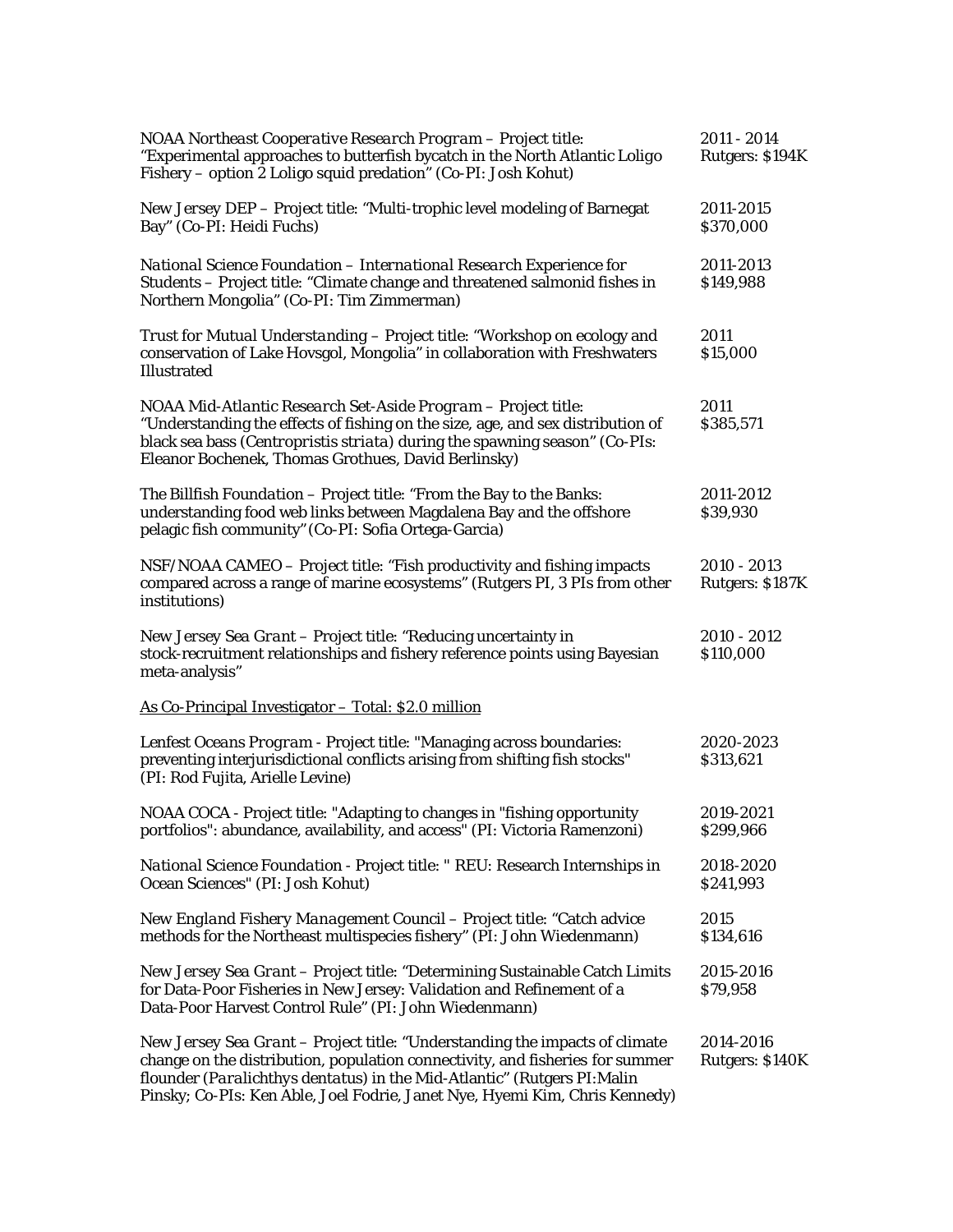*NOAA Northeast Cooperative Research Program* – Project title: "Experimental approaches to butterfish bycatch in the North Atlantic Loligo Fishery – option 2 Loligo squid predation" (Co-PI: Josh Kohut) — 2011 - 2014, Rutgers: $194K

*New Jersey DEP* – Project title: "Multi-trophic level modeling of Barnegat Bay" (Co-PI: Heidi Fuchs) — 2011-2015, $370,000

*National Science Foundation – International Research Experience for Students* – Project title: "Climate change and threatened salmonid fishes in Northern Mongolia" (Co-PI: Tim Zimmerman) — 2011-2013, $149,988

*Trust for Mutual Understanding* – Project title: "Workshop on ecology and conservation of Lake Hovsgol, Mongolia" in collaboration with Freshwaters Illustrated — 2011, $15,000

*NOAA Mid-Atlantic Research Set-Aside Program* – Project title: "Understanding the effects of fishing on the size, age, and sex distribution of black sea bass (*Centropristis striata*) during the spawning season" (Co-PIs: Eleanor Bochenek, Thomas Grothues, David Berlinsky) — 2011, $385,571

*The Billfish Foundation* – Project title: "From the Bay to the Banks: understanding food web links between Magdalena Bay and the offshore pelagic fish community" (Co-PI: Sofia Ortega-Garcia) — 2011-2012, $39,930

*NSF/NOAA CAMEO* – Project title: "Fish productivity and fishing impacts compared across a range of marine ecosystems" (Rutgers PI, 3 PIs from other institutions) — 2010 - 2013, Rutgers: $187K

*New Jersey Sea Grant* – Project title: "Reducing uncertainty in stock-recruitment relationships and fishery reference points using Bayesian meta-analysis" — 2010 - 2012, $110,000

<u>As Co-Principal Investigator – Total: $2.0 million</u>

*Lenfest Oceans Program* - Project title: "Managing across boundaries: preventing interjurisdictional conflicts arising from shifting fish stocks" (PI: Rod Fujita, Arielle Levine) — 2020-2023, $313,621

*NOAA COCA* - Project title: "Adapting to changes in "fishing opportunity portfolios": abundance, availability, and access" (PI: Victoria Ramenzoni) — 2019-2021, $299,966

*National Science Foundation* - Project title: " REU: Research Internships in Ocean Sciences" (PI: Josh Kohut) — 2018-2020, $241,993

*New England Fishery Management Council* – Project title: "Catch advice methods for the Northeast multispecies fishery" (PI: John Wiedenmann) — 2015, $134,616

*New Jersey Sea Grant* – Project title: "Determining Sustainable Catch Limits for Data-Poor Fisheries in New Jersey: Validation and Refinement of a Data-Poor Harvest Control Rule" (PI: John Wiedenmann) — 2015-2016, $79,958

*New Jersey Sea Grant* – Project title: "Understanding the impacts of climate change on the distribution, population connectivity, and fisheries for summer flounder (*Paralichthys dentatus*) in the Mid-Atlantic" (Rutgers PI:Malin Pinsky; Co-PIs: Ken Able, Joel Fodrie, Janet Nye, Hyemi Kim, Chris Kennedy) — 2014-2016, Rutgers: $140K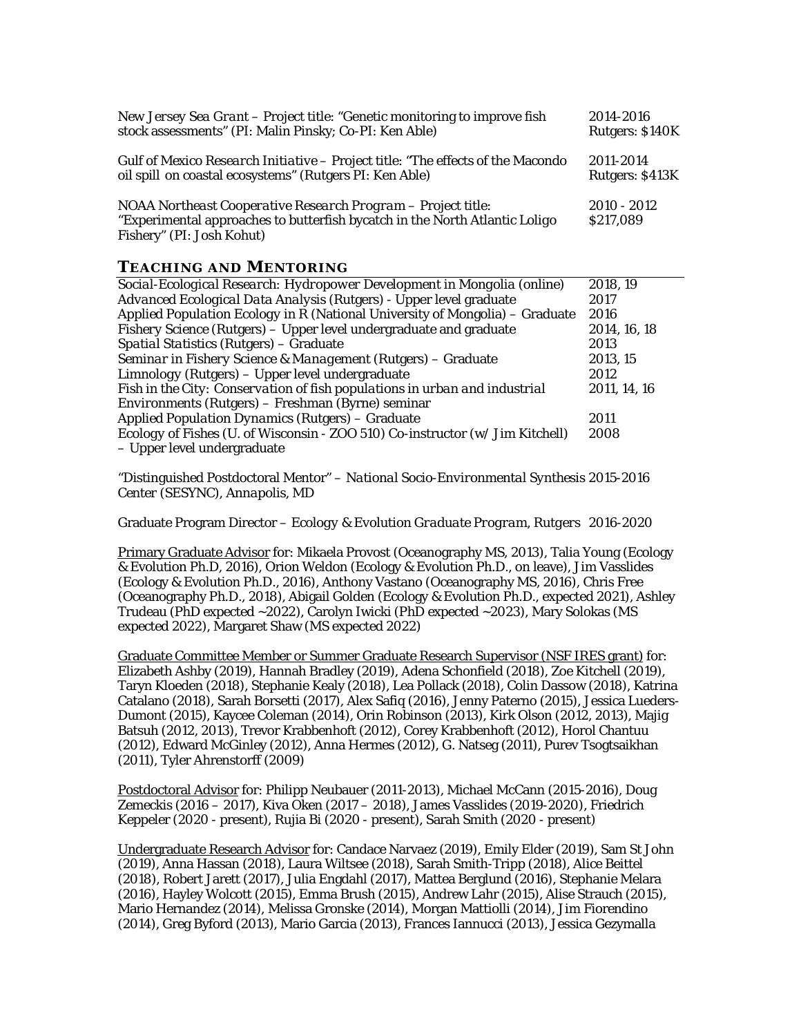*New Jersey Sea Grant* – Project title: "Genetic monitoring to improve fish stock assessments" (PI: Malin Pinsky; Co-PI: Ken Able) — 2014-2016, Rutgers: $140K

*Gulf of Mexico Research Initiative* – Project title: "The effects of the Macondo oil spill on coastal ecosystems" (Rutgers PI: Ken Able) — 2011-2014, Rutgers: $413K

*NOAA Northeast Cooperative Research Program* – Project title: "Experimental approaches to butterfish bycatch in the North Atlantic Loligo Fishery" (PI: Josh Kohut) — 2010 - 2012, $217,089

## TEACHING AND MENTORING

| Course | Year(s) |
|---|---|
| *Social-Ecological Research: Hydropower Development in Mongolia* (online) | 2018, 19 |
| *Advanced Ecological Data Analysis* (Rutgers) - Upper level graduate | 2017 |
| *Applied Population Ecology in R* (National University of Mongolia) – Graduate | 2016 |
| *Fishery Science* (Rutgers) – Upper level undergraduate and graduate | 2014, 16, 18 |
| *Spatial Statistics* (Rutgers) – Graduate | 2013 |
| *Seminar in Fishery Science & Management* (Rutgers) – Graduate | 2013, 15 |
| *Limnology* (Rutgers) – Upper level undergraduate | 2012 |
| *Fish in the City: Conservation of fish populations in urban and industrial Environments* (Rutgers) – Freshman (Byrne) seminar | 2011, 14, 16 |
| *Applied Population Dynamics* (Rutgers) – Graduate | 2011 |
| *Ecology of Fishes* (U. of Wisconsin - ZOO 510) Co-instructor (w/ Jim Kitchell) – Upper level undergraduate | 2008 |

"Distinguished Postdoctoral Mentor" – *National Socio-Environmental Synthesis Center (SESYNC), Annapolis, MD* — 2015-2016

Graduate Program Director – *Ecology & Evolution Graduate Program*, Rutgers — 2016-2020

Primary Graduate Advisor for: Mikaela Provost (Oceanography MS, 2013), Talia Young (Ecology & Evolution Ph.D, 2016), Orion Weldon (Ecology & Evolution Ph.D., on leave), Jim Vasslides (Ecology & Evolution Ph.D., 2016), Anthony Vastano (Oceanography MS, 2016), Chris Free (Oceanography Ph.D., 2018), Abigail Golden (Ecology & Evolution Ph.D., expected 2021), Ashley Trudeau (PhD expected ~2022), Carolyn Iwicki (PhD expected ~2023), Mary Solokas (MS expected 2022), Margaret Shaw (MS expected 2022)

Graduate Committee Member or Summer Graduate Research Supervisor (NSF IRES grant) for: Elizabeth Ashby (2019), Hannah Bradley (2019), Adena Schonfield (2018), Zoe Kitchell (2019), Taryn Kloeden (2018), Stephanie Kealy (2018), Lea Pollack (2018), Colin Dassow (2018), Katrina Catalano (2018), Sarah Borsetti (2017), Alex Safiq (2016), Jenny Paterno (2015), Jessica Lueders-Dumont (2015), Kaycee Coleman (2014), Orin Robinson (2013), Kirk Olson (2012, 2013), Majig Batsuh (2012, 2013), Trevor Krabbenhoft (2012), Corey Krabbenhoft (2012), Horol Chantuu (2012), Edward McGinley (2012), Anna Hermes (2012), G. Natseg (2011), Purev Tsogtsaikhan (2011), Tyler Ahrenstorff (2009)

Postdoctoral Advisor for: Philipp Neubauer (2011-2013), Michael McCann (2015-2016), Doug Zemeckis (2016 – 2017), Kiva Oken (2017 – 2018), James Vasslides (2019-2020), Friedrich Keppeler (2020 - present), Rujia Bi (2020 - present), Sarah Smith (2020 - present)

Undergraduate Research Advisor for: Candace Narvaez (2019), Emily Elder (2019), Sam St John (2019), Anna Hassan (2018), Laura Wiltsee (2018), Sarah Smith-Tripp (2018), Alice Beittel (2018), Robert Jarett (2017), Julia Engdahl (2017), Mattea Berglund (2016), Stephanie Melara (2016), Hayley Wolcott (2015), Emma Brush (2015), Andrew Lahr (2015), Alise Strauch (2015), Mario Hernandez (2014), Melissa Gronske (2014), Morgan Mattiolli (2014), Jim Fiorendino (2014), Greg Byford (2013), Mario Garcia (2013), Frances Iannucci (2013), Jessica Gezymalla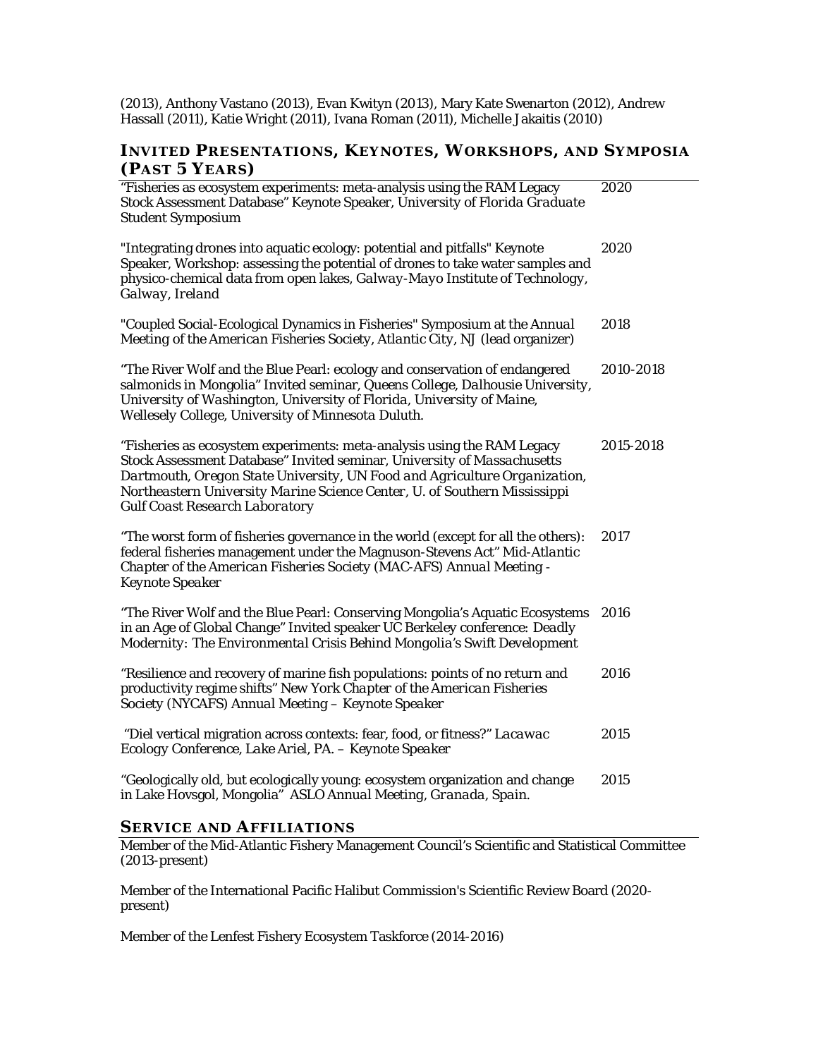(2013), Anthony Vastano (2013), Evan Kwityn (2013), Mary Kate Swenarton (2012), Andrew Hassall (2011), Katie Wright (2011), Ivana Roman (2011), Michelle Jakaitis (2010)

## INVITED PRESENTATIONS, KEYNOTES, WORKSHOPS, AND SYMPOSIA (PAST 5 YEARS)

| | |
|---|---|
| "Fisheries as ecosystem experiments: meta-analysis using the RAM Legacy Stock Assessment Database" Keynote Speaker, *University of Florida Graduate Student Symposium* | 2020 |
| "Integrating drones into aquatic ecology: potential and pitfalls" Keynote Speaker, Workshop: assessing the potential of drones to take water samples and physico-chemical data from open lakes, *Galway-Mayo Institute of Technology, Galway, Ireland* | 2020 |
| "Coupled Social-Ecological Dynamics in Fisheries" Symposium at the *Annual Meeting of the American Fisheries Society, Atlantic City, NJ* (lead organizer) | 2018 |
| "The River Wolf and the Blue Pearl: ecology and conservation of endangered salmonids in Mongolia" Invited seminar, *Queens College, Dalhousie University, University of Washington, University of Florida, University of Maine, Wellesley College, University of Minnesota Duluth.* | 2010-2018 |
| "Fisheries as ecosystem experiments: meta-analysis using the RAM Legacy Stock Assessment Database" Invited seminar, *University of Massachusetts Dartmouth, Oregon State University, UN Food and Agriculture Organization, Northeastern University Marine Science Center, U. of Southern Mississippi Gulf Coast Research Laboratory* | 2015-2018 |
| "The worst form of fisheries governance in the world (except for all the others): federal fisheries management under the Magnuson-Stevens Act" *Mid-Atlantic Chapter of the American Fisheries Society (MAC-AFS) Annual Meeting - Keynote Speaker* | 2017 |
| "The River Wolf and the Blue Pearl: Conserving Mongolia's Aquatic Ecosystems in an Age of Global Change" Invited speaker *UC Berkeley conference: Deadly Modernity: The Environmental Crisis Behind Mongolia's Swift Development* | 2016 |
| "Resilience and recovery of marine fish populations: points of no return and productivity regime shifts" *New York Chapter of the American Fisheries Society (NYCAFS) Annual Meeting – Keynote Speaker* | 2016 |
| "Diel vertical migration across contexts: fear, food, or fitness?" *Lacawac Ecology Conference, Lake Ariel, PA. – Keynote Speaker* | 2015 |
| "Geologically old, but ecologically young: ecosystem organization and change in Lake Hovsgol, Mongolia" *ASLO Annual Meeting, Granada, Spain.* | 2015 |

## SERVICE AND AFFILIATIONS

Member of the Mid-Atlantic Fishery Management Council's Scientific and Statistical Committee (2013-present)

Member of the International Pacific Halibut Commission's Scientific Review Board (2020-present)

Member of the Lenfest Fishery Ecosystem Taskforce (2014-2016)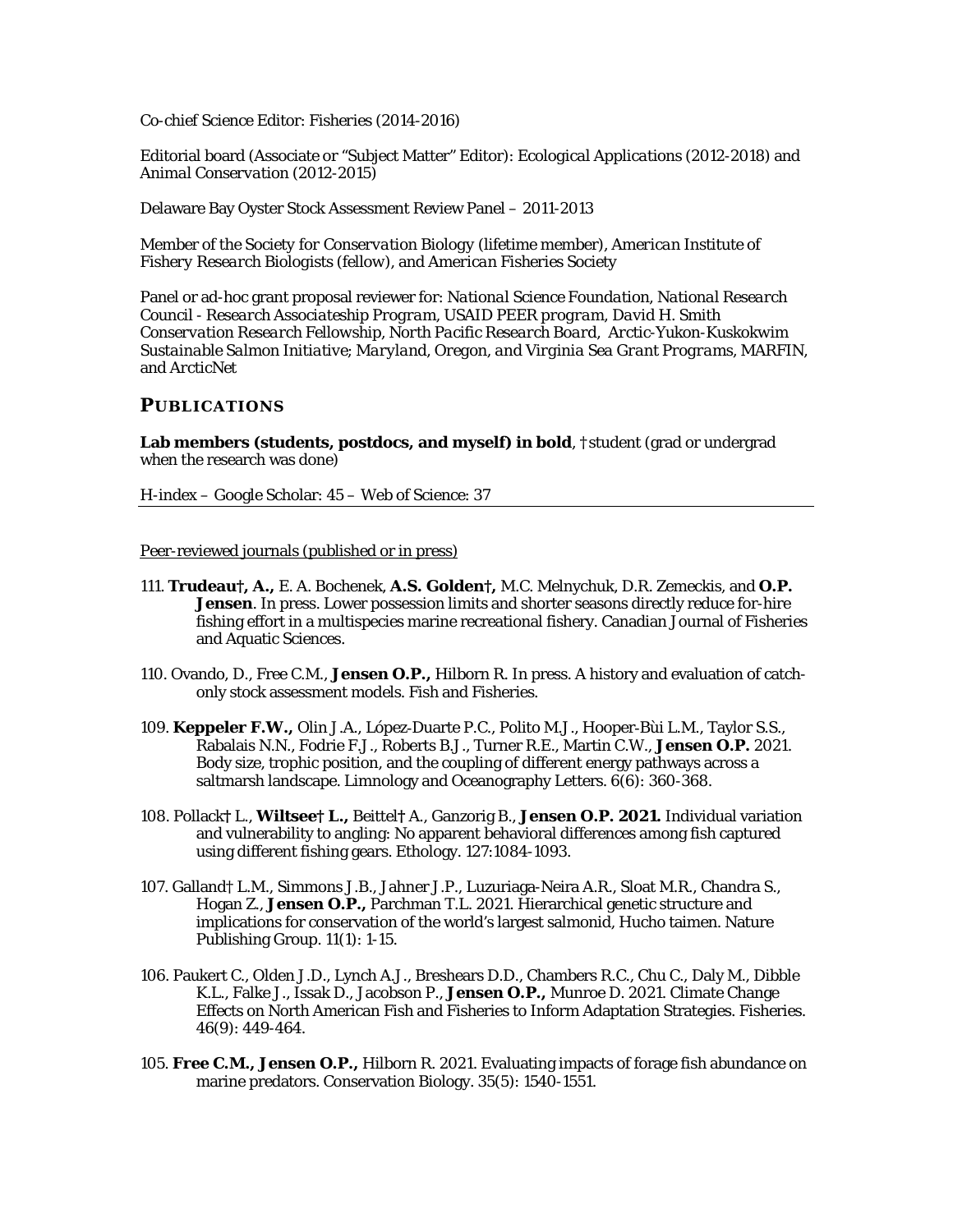Co-chief Science Editor: *Fisheries* (2014-2016)

Editorial board (Associate or "Subject Matter" Editor): *Ecological Applications* (2012-2018) and *Animal Conservation* (2012-2015)

Delaware Bay Oyster Stock Assessment Review Panel – 2011-2013

Member of the *Society for Conservation Biology* (lifetime member), *American Institute of Fishery Research Biologists* (fellow), and *American Fisheries Society*

Panel or ad-hoc grant proposal reviewer for: *National Science Foundation*, *National Research Council - Research Associateship Program*, USAID PEER *program*, *David H. Smith Conservation Research Fellowship*, *North Pacific Research Board*, *Arctic-Yukon-Kuskokwim Sustainable Salmon Initiative*; *Maryland, Oregon, and Virginia Sea Grant Programs*, MARFIN, and ArcticNet

## PUBLICATIONS

**Lab members (students, postdocs, and myself) in bold**, †student (grad or undergrad when the research was done)

H-index – Google Scholar: 45 – Web of Science: 37

---

Peer-reviewed journals (published or in press)

111. **Trudeau†, A.,** E. A. Bochenek, **A.S. Golden†,** M.C. Melnychuk, D.R. Zemeckis, and **O.P. Jensen**. In press. Lower possession limits and shorter seasons directly reduce for-hire fishing effort in a multispecies marine recreational fishery. Canadian Journal of Fisheries and Aquatic Sciences.

110. Ovando, D., Free C.M., **Jensen O.P.,** Hilborn R. In press. A history and evaluation of catch-only stock assessment models. Fish and Fisheries.

109. **Keppeler F.W.,** Olin J.A., López-Duarte P.C., Polito M.J., Hooper-Bùi L.M., Taylor S.S., Rabalais N.N., Fodrie F.J., Roberts B.J., Turner R.E., Martin C.W., **Jensen O.P.** 2021. Body size, trophic position, and the coupling of different energy pathways across a saltmarsh landscape. Limnology and Oceanography Letters. 6(6): 360-368.

108. Pollack† L., **Wiltsee† L.,** Beittel† A., Ganzorig B., **Jensen O.P. 2021.** Individual variation and vulnerability to angling: No apparent behavioral differences among fish captured using different fishing gears. Ethology. 127:1084-1093.

107. Galland† L.M., Simmons J.B., Jahner J.P., Luzuriaga-Neira A.R., Sloat M.R., Chandra S., Hogan Z., **Jensen O.P.,** Parchman T.L. 2021. Hierarchical genetic structure and implications for conservation of the world's largest salmonid, Hucho taimen. Nature Publishing Group. 11(1): 1-15.

106. Paukert C., Olden J.D., Lynch A.J., Breshears D.D., Chambers R.C., Chu C., Daly M., Dibble K.L., Falke J., Issak D., Jacobson P., **Jensen O.P.,** Munroe D. 2021. Climate Change Effects on North American Fish and Fisheries to Inform Adaptation Strategies. Fisheries. 46(9): 449-464.

105. **Free C.M., Jensen O.P.,** Hilborn R. 2021. Evaluating impacts of forage fish abundance on marine predators. Conservation Biology. 35(5): 1540-1551.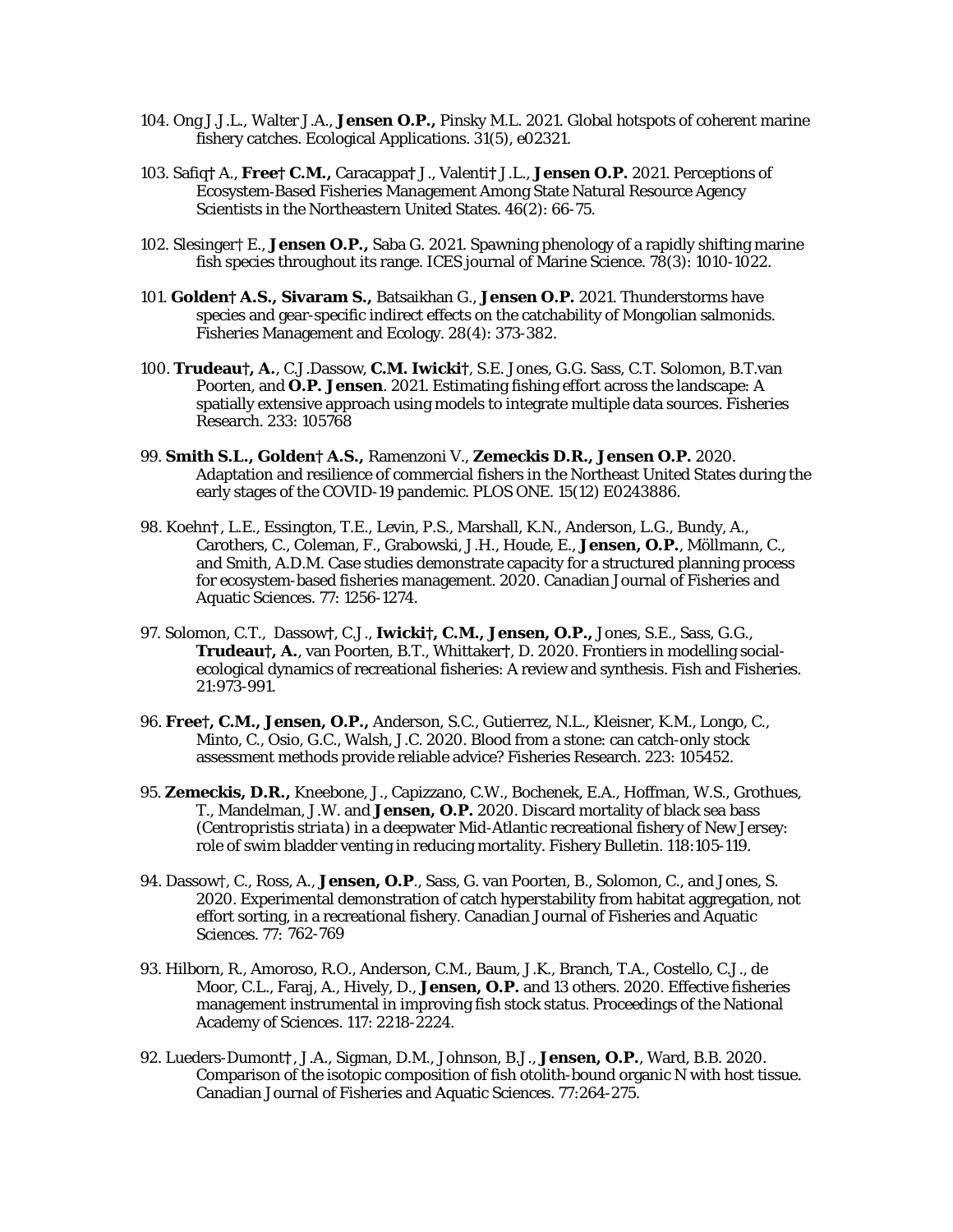104. Ong J.J.L., Walter J.A., **Jensen O.P.,** Pinsky M.L. 2021. Global hotspots of coherent marine fishery catches. Ecological Applications. 31(5), e02321.

103. Safiq† A., **Free† C.M.,** Caracappa† J., Valenti† J.L., **Jensen O.P.** 2021. Perceptions of Ecosystem-Based Fisheries Management Among State Natural Resource Agency Scientists in the Northeastern United States. 46(2): 66-75.

102. Slesinger† E., **Jensen O.P.,** Saba G. 2021. Spawning phenology of a rapidly shifting marine fish species throughout its range. ICES journal of Marine Science. 78(3): 1010-1022.

101. **Golden† A.S., Sivaram S.,** Batsaikhan G., **Jensen O.P.** 2021. Thunderstorms have species and gear-specific indirect effects on the catchability of Mongolian salmonids. Fisheries Management and Ecology. 28(4): 373-382.

100. **Trudeau†, A.**, C.J.Dassow, **C.M. Iwicki†**, S.E. Jones, G.G. Sass, C.T. Solomon, B.T.van Poorten, and **O.P. Jensen**. 2021. Estimating fishing effort across the landscape: A spatially extensive approach using models to integrate multiple data sources. Fisheries Research. 233: 105768

99. **Smith S.L., Golden† A.S.,** Ramenzoni V., **Zemeckis D.R., Jensen O.P.** 2020. Adaptation and resilience of commercial fishers in the Northeast United States during the early stages of the COVID-19 pandemic. PLOS ONE. 15(12) E0243886.

98. Koehn†, L.E., Essington, T.E., Levin, P.S., Marshall, K.N., Anderson, L.G., Bundy, A., Carothers, C., Coleman, F., Grabowski, J.H., Houde, E., **Jensen, O.P.**, Möllmann, C., and Smith, A.D.M. Case studies demonstrate capacity for a structured planning process for ecosystem-based fisheries management. 2020. Canadian Journal of Fisheries and Aquatic Sciences. 77: 1256-1274.

97. Solomon, C.T., Dassow†, C.J., **Iwicki†, C.M., Jensen, O.P.,** Jones, S.E., Sass, G.G., **Trudeau†, A.**, van Poorten, B.T., Whittaker†, D. 2020. Frontiers in modelling social-ecological dynamics of recreational fisheries: A review and synthesis. Fish and Fisheries. 21:973-991.

96. **Free†, C.M., Jensen, O.P.,** Anderson, S.C., Gutierrez, N.L., Kleisner, K.M., Longo, C., Minto, C., Osio, G.C., Walsh, J.C. 2020. Blood from a stone: can catch-only stock assessment methods provide reliable advice? Fisheries Research. 223: 105452.

95. **Zemeckis, D.R.,** Kneebone, J., Capizzano, C.W., Bochenek, E.A., Hoffman, W.S., Grothues, T., Mandelman, J.W. and **Jensen, O.P.** 2020. Discard mortality of black sea bass (*Centropristis striata*) in a deepwater Mid-Atlantic recreational fishery of New Jersey: role of swim bladder venting in reducing mortality. Fishery Bulletin. 118:105-119.

94. Dassow†, C., Ross, A., **Jensen, O.P**., Sass, G. van Poorten, B., Solomon, C., and Jones, S. 2020. Experimental demonstration of catch hyperstability from habitat aggregation, not effort sorting, in a recreational fishery. Canadian Journal of Fisheries and Aquatic Sciences. 77: 762-769

93. Hilborn, R., Amoroso, R.O., Anderson, C.M., Baum, J.K., Branch, T.A., Costello, C.J., de Moor, C.L., Faraj, A., Hively, D., **Jensen, O.P.** and 13 others. 2020. Effective fisheries management instrumental in improving fish stock status. Proceedings of the National Academy of Sciences. 117: 2218-2224.

92. Lueders-Dumont†, J.A., Sigman, D.M., Johnson, B.J., **Jensen, O.P.**, Ward, B.B. 2020. Comparison of the isotopic composition of fish otolith-bound organic N with host tissue. Canadian Journal of Fisheries and Aquatic Sciences. 77:264-275.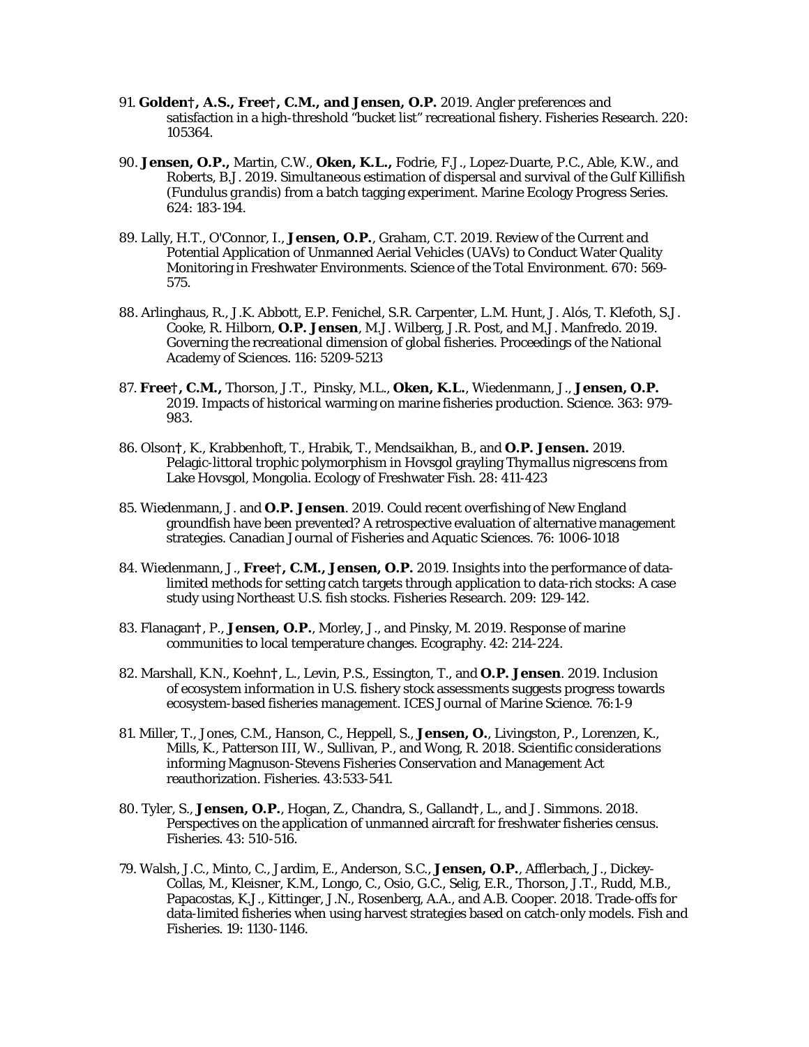91. **Golden†, A.S., Free†, C.M., and Jensen, O.P.** 2019. Angler preferences and satisfaction in a high-threshold "bucket list" recreational fishery. Fisheries Research. 220: 105364.

90. **Jensen, O.P.,** Martin, C.W., **Oken, K.L.,** Fodrie, F.J., Lopez-Duarte, P.C., Able, K.W., and Roberts, B.J. 2019. Simultaneous estimation of dispersal and survival of the Gulf Killifish (*Fundulus grandis*) from a batch tagging experiment. Marine Ecology Progress Series. 624: 183-194.

89. Lally, H.T., O'Connor, I., **Jensen, O.P.**, Graham, C.T. 2019. Review of the Current and Potential Application of Unmanned Aerial Vehicles (UAVs) to Conduct Water Quality Monitoring in Freshwater Environments. Science of the Total Environment. 670: 569-575.

88. Arlinghaus, R., J.K. Abbott, E.P. Fenichel, S.R. Carpenter, L.M. Hunt, J. Alós, T. Klefoth, S.J. Cooke, R. Hilborn, **O.P. Jensen**, M.J. Wilberg, J.R. Post, and M.J. Manfredo. 2019. Governing the recreational dimension of global fisheries. Proceedings of the National Academy of Sciences. 116: 5209-5213

87. **Free†, C.M.,** Thorson, J.T., Pinsky, M.L., **Oken, K.L.**, Wiedenmann, J., **Jensen, O.P.** 2019. Impacts of historical warming on marine fisheries production. Science. 363: 979-983.

86. Olson†, K., Krabbenhoft, T., Hrabik, T., Mendsaikhan, B., and **O.P. Jensen.** 2019. Pelagic-littoral trophic polymorphism in Hovsgol grayling *Thymallus nigrescens* from Lake Hovsgol, Mongolia. Ecology of Freshwater Fish. 28: 411-423

85. Wiedenmann, J. and **O.P. Jensen**. 2019. Could recent overfishing of New England groundfish have been prevented? A retrospective evaluation of alternative management strategies. Canadian Journal of Fisheries and Aquatic Sciences. 76: 1006-1018

84. Wiedenmann, J., **Free†, C.M., Jensen, O.P.** 2019. Insights into the performance of data-limited methods for setting catch targets through application to data-rich stocks: A case study using Northeast U.S. fish stocks. Fisheries Research. 209: 129-142.

83. Flanagan†, P., **Jensen, O.P.**, Morley, J., and Pinsky, M. 2019. Response of marine communities to local temperature changes. Ecography. 42: 214-224.

82. Marshall, K.N., Koehn†, L., Levin, P.S., Essington, T., and **O.P. Jensen**. 2019. Inclusion of ecosystem information in U.S. fishery stock assessments suggests progress towards ecosystem-based fisheries management. ICES Journal of Marine Science. 76:1-9

81. Miller, T., Jones, C.M., Hanson, C., Heppell, S., **Jensen, O.**, Livingston, P., Lorenzen, K., Mills, K., Patterson III, W., Sullivan, P., and Wong, R. 2018. Scientific considerations informing Magnuson-Stevens Fisheries Conservation and Management Act reauthorization. Fisheries. 43:533-541.

80. Tyler, S., **Jensen, O.P.**, Hogan, Z., Chandra, S., Galland†, L., and J. Simmons. 2018. Perspectives on the application of unmanned aircraft for freshwater fisheries census. Fisheries. 43: 510-516.

79. Walsh, J.C., Minto, C., Jardim, E., Anderson, S.C., **Jensen, O.P.**, Afflerbach, J., Dickey-Collas, M., Kleisner, K.M., Longo, C., Osio, G.C., Selig, E.R., Thorson, J.T., Rudd, M.B., Papacostas, K.J., Kittinger, J.N., Rosenberg, A.A., and A.B. Cooper. 2018. Trade-offs for data-limited fisheries when using harvest strategies based on catch-only models. Fish and Fisheries. 19: 1130-1146.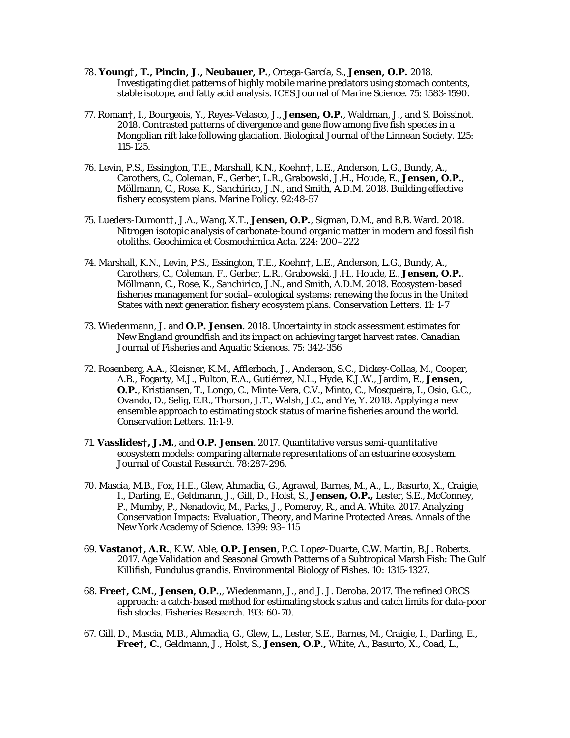78. **Young†, T., Pincin, J., Neubauer, P.**, Ortega-García, S., **Jensen, O.P.** 2018. Investigating diet patterns of highly mobile marine predators using stomach contents, stable isotope, and fatty acid analysis. ICES Journal of Marine Science. 75: 1583-1590.

77. Roman†, I., Bourgeois, Y., Reyes-Velasco, J., **Jensen, O.P.**, Waldman, J., and S. Boissinot. 2018. Contrasted patterns of divergence and gene flow among five fish species in a Mongolian rift lake following glaciation. Biological Journal of the Linnean Society. 125: 115-125.

76. Levin, P.S., Essington, T.E., Marshall, K.N., Koehn†, L.E., Anderson, L.G., Bundy, A., Carothers, C., Coleman, F., Gerber, L.R., Grabowski, J.H., Houde, E., **Jensen, O.P.**, Möllmann, C., Rose, K., Sanchirico, J.N., and Smith, A.D.M. 2018. Building effective fishery ecosystem plans. Marine Policy. 92:48-57

75. Lueders-Dumont†, J.A., Wang, X.T., **Jensen, O.P.**, Sigman, D.M., and B.B. Ward. 2018. Nitrogen isotopic analysis of carbonate-bound organic matter in modern and fossil fish otoliths. Geochimica et Cosmochimica Acta. 224: 200–222

74. Marshall, K.N., Levin, P.S., Essington, T.E., Koehn†, L.E., Anderson, L.G., Bundy, A., Carothers, C., Coleman, F., Gerber, L.R., Grabowski, J.H., Houde, E., **Jensen, O.P.**, Möllmann, C., Rose, K., Sanchirico, J.N., and Smith, A.D.M. 2018. Ecosystem-based fisheries management for social–ecological systems: renewing the focus in the United States with next generation fishery ecosystem plans. Conservation Letters. 11: 1-7

73. Wiedenmann, J. and **O.P. Jensen**. 2018. Uncertainty in stock assessment estimates for New England groundfish and its impact on achieving target harvest rates. Canadian Journal of Fisheries and Aquatic Sciences. 75: 342-356

72. Rosenberg, A.A., Kleisner, K.M., Afflerbach, J., Anderson, S.C., Dickey-Collas, M., Cooper, A.B., Fogarty, M.J., Fulton, E.A., Gutiérrez, N.L., Hyde, K.J.W., Jardim, E., **Jensen, O.P.**, Kristiansen, T., Longo, C., Minte-Vera, C.V., Minto, C., Mosqueira, I., Osio, G.C., Ovando, D., Selig, E.R., Thorson, J.T., Walsh, J.C., and Ye, Y. 2018. Applying a new ensemble approach to estimating stock status of marine fisheries around the world. Conservation Letters. 11:1-9.

71. **Vasslides†, J.M.**, and **O.P. Jensen**. 2017. Quantitative versus semi-quantitative ecosystem models: comparing alternate representations of an estuarine ecosystem. Journal of Coastal Research. 78:287-296.

70. Mascia, M.B., Fox, H.E., Glew, Ahmadia, G., Agrawal, Barnes, M., A., L., Basurto, X., Craigie, I., Darling, E., Geldmann, J., Gill, D., Holst, S., **Jensen, O.P.,** Lester, S.E., McConney, P., Mumby, P., Nenadovic, M., Parks, J., Pomeroy, R., and A. White. 2017. Analyzing Conservation Impacts: Evaluation, Theory, and Marine Protected Areas. Annals of the New York Academy of Science. 1399: 93–115

69. **Vastano†, A.R.**, K.W. Able, **O.P. Jensen**, P.C. Lopez-Duarte, C.W. Martin, B.J. Roberts. 2017. Age Validation and Seasonal Growth Patterns of a Subtropical Marsh Fish: The Gulf Killifish, *Fundulus grandis*. Environmental Biology of Fishes. 10: 1315-1327.

68. **Free†, C.M., Jensen, O.P.**,, Wiedenmann, J., and J. J. Deroba. 2017. The refined ORCS approach: a catch-based method for estimating stock status and catch limits for data-poor fish stocks. Fisheries Research. 193: 60-70.

67. Gill, D., Mascia, M.B., Ahmadia, G., Glew, L., Lester, S.E., Barnes, M., Craigie, I., Darling, E., **Free†, C.**, Geldmann, J., Holst, S., **Jensen, O.P.,** White, A., Basurto, X., Coad, L.,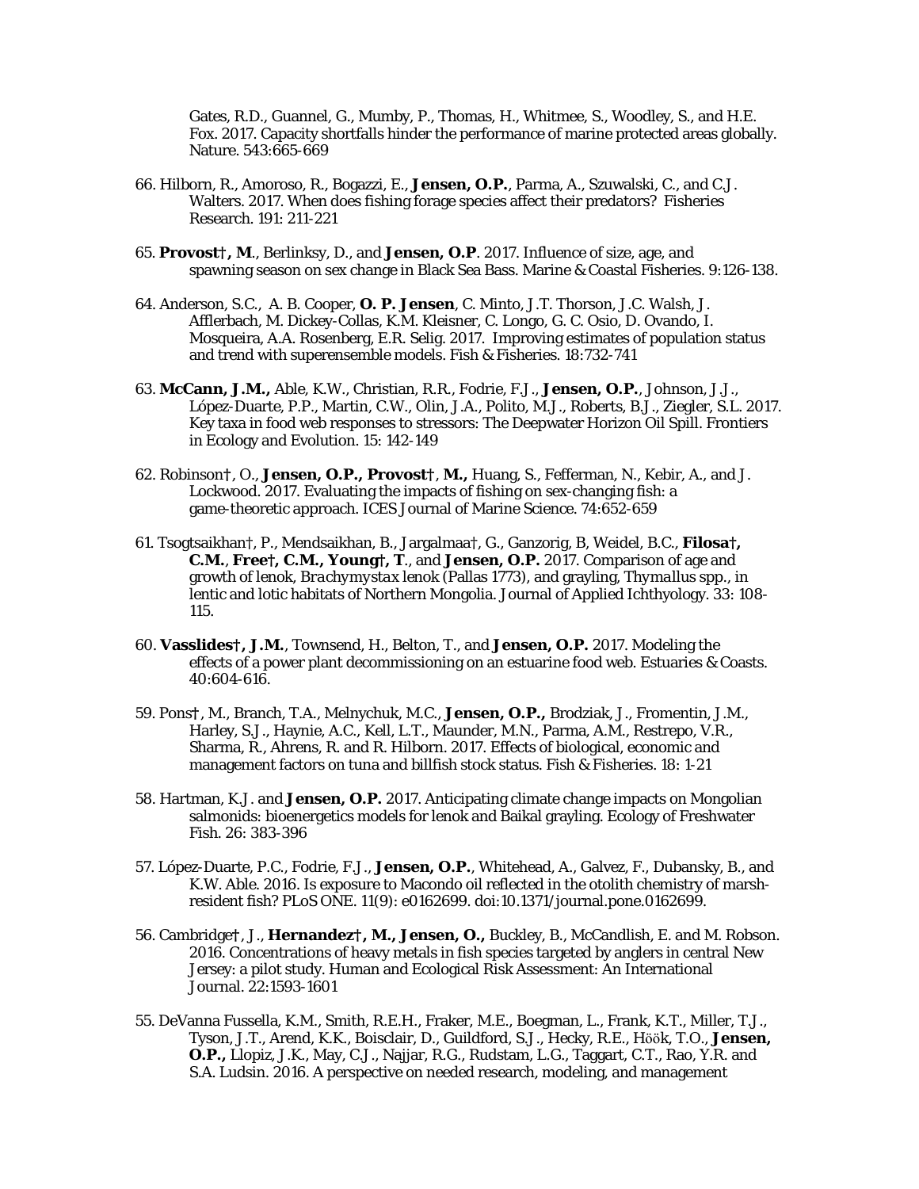Gates, R.D., Guannel, G., Mumby, P., Thomas, H., Whitmee, S., Woodley, S., and H.E. Fox. 2017. Capacity shortfalls hinder the performance of marine protected areas globally. Nature. 543:665-669

66. Hilborn, R., Amoroso, R., Bogazzi, E., **Jensen, O.P.**, Parma, A., Szuwalski, C., and C.J. Walters. 2017. When does fishing forage species affect their predators? Fisheries Research. 191: 211-221

65. **Provost†, M**., Berlinksy, D., and **Jensen, O.P**. 2017. Influence of size, age, and spawning season on sex change in Black Sea Bass. Marine & Coastal Fisheries. 9:126-138.

64. Anderson, S.C., A. B. Cooper, **O. P. Jensen**, C. Minto, J.T. Thorson, J.C. Walsh, J. Afflerbach, M. Dickey-Collas, K.M. Kleisner, C. Longo, G. C. Osio, D. Ovando, I. Mosqueira, A.A. Rosenberg, E.R. Selig. 2017. Improving estimates of population status and trend with superensemble models. Fish & Fisheries. 18:732-741

63. **McCann, J.M.,** Able, K.W., Christian, R.R., Fodrie, F.J., **Jensen, O.P.**, Johnson, J.J., López-Duarte, P.P., Martin, C.W., Olin, J.A., Polito, M.J., Roberts, B.J., Ziegler, S.L. 2017. Key taxa in food web responses to stressors: The Deepwater Horizon Oil Spill. Frontiers in Ecology and Evolution. 15: 142-149

62. Robinson†, O., **Jensen, O.P., Provost†, M.,** Huang, S., Fefferman, N., Kebir, A., and J. Lockwood. 2017. Evaluating the impacts of fishing on sex-changing fish: a game-theoretic approach. ICES Journal of Marine Science. 74:652-659

61. Tsogtsaikhan†, P., Mendsaikhan, B., Jargalmaa†, G., Ganzorig, B, Weidel, B.C., **Filosa†, C.M.**, **Free†, C.M., Young†, T**., and **Jensen, O.P.** 2017. Comparison of age and growth of lenok, *Brachymystax lenok* (Pallas 1773), and grayling, *Thymallus* spp., in lentic and lotic habitats of Northern Mongolia. Journal of Applied Ichthyology. 33: 108-115.

60. **Vasslides†, J.M.**, Townsend, H., Belton, T., and **Jensen, O.P.** 2017. Modeling the effects of a power plant decommissioning on an estuarine food web. Estuaries & Coasts. 40:604-616.

59. Pons†, M., Branch, T.A., Melnychuk, M.C., **Jensen, O.P.,** Brodziak, J., Fromentin, J.M., Harley, S.J., Haynie, A.C., Kell, L.T., Maunder, M.N., Parma, A.M., Restrepo, V.R., Sharma, R., Ahrens, R. and R. Hilborn. 2017. Effects of biological, economic and management factors on tuna and billfish stock status. Fish & Fisheries. 18: 1-21

58. Hartman, K.J. and **Jensen, O.P.** 2017. Anticipating climate change impacts on Mongolian salmonids: bioenergetics models for lenok and Baikal grayling. Ecology of Freshwater Fish. 26: 383-396

57. López-Duarte, P.C., Fodrie, F.J., **Jensen, O.P.**, Whitehead, A., Galvez, F., Dubansky, B., and K.W. Able. 2016. Is exposure to Macondo oil reflected in the otolith chemistry of marsh-resident fish? PLoS ONE. 11(9): e0162699. doi:10.1371/journal.pone.0162699.

56. Cambridge†, J., **Hernandez†, M., Jensen, O.,** Buckley, B., McCandlish, E. and M. Robson. 2016. Concentrations of heavy metals in fish species targeted by anglers in central New Jersey: a pilot study. Human and Ecological Risk Assessment: An International Journal. 22:1593-1601

55. DeVanna Fussella, K.M., Smith, R.E.H., Fraker, M.E., Boegman, L., Frank, K.T., Miller, T.J., Tyson, J.T., Arend, K.K., Boisclair, D., Guildford, S.J., Hecky, R.E., Höök, T.O., **Jensen, O.P.,** Llopiz, J.K., May, C.J., Najjar, R.G., Rudstam, L.G., Taggart, C.T., Rao, Y.R. and S.A. Ludsin. 2016. A perspective on needed research, modeling, and management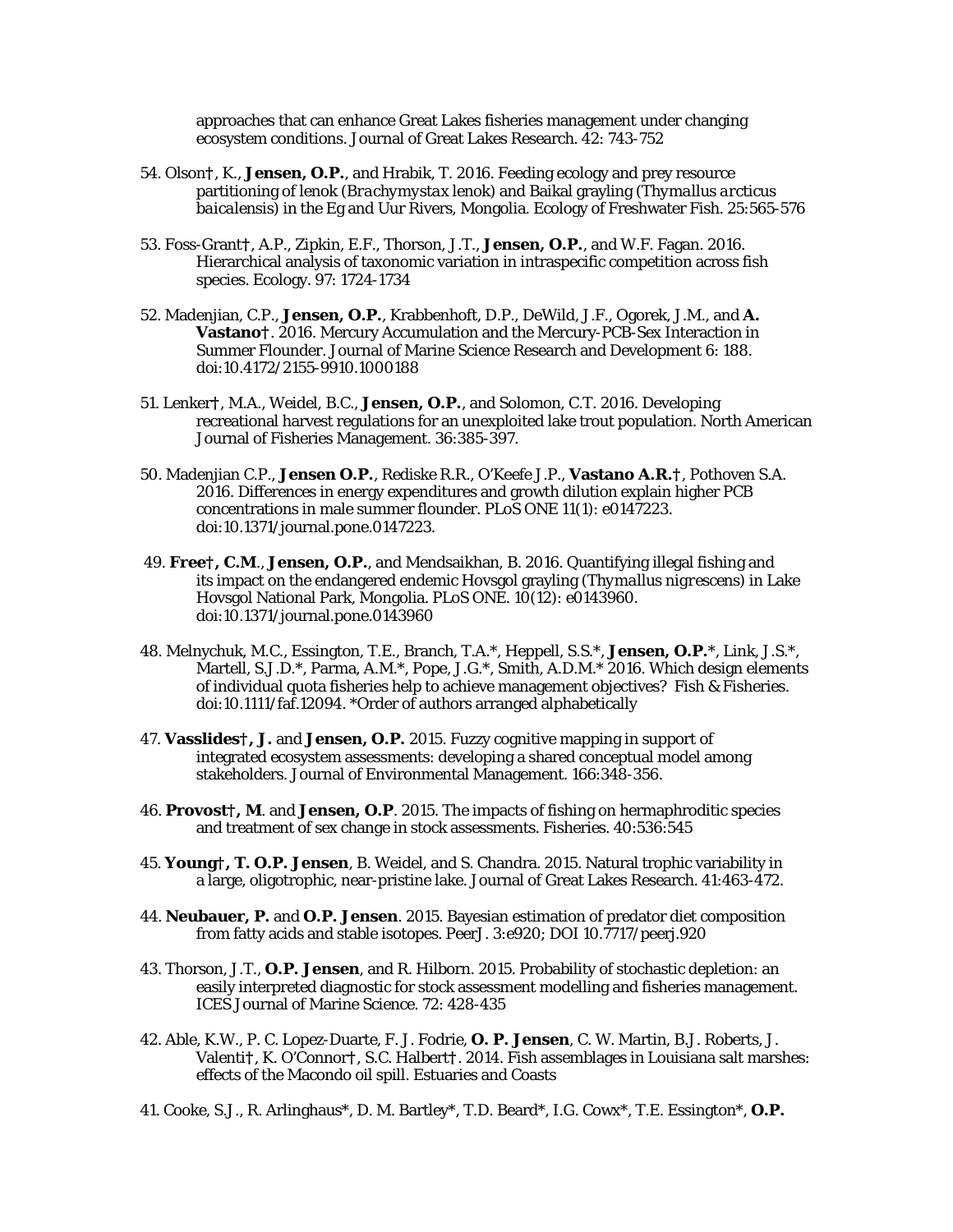approaches that can enhance Great Lakes fisheries management under changing ecosystem conditions. Journal of Great Lakes Research. 42: 743-752

54. Olson†, K., **Jensen, O.P.**, and Hrabik, T. 2016. Feeding ecology and prey resource partitioning of lenok (*Brachymystax lenok*) and Baikal grayling (*Thymallus arcticus baicalensis*) in the Eg and Uur Rivers, Mongolia. Ecology of Freshwater Fish. 25:565-576

53. Foss-Grant†, A.P., Zipkin, E.F., Thorson, J.T., **Jensen, O.P.**, and W.F. Fagan. 2016. Hierarchical analysis of taxonomic variation in intraspecific competition across fish species. Ecology. 97: 1724-1734

52. Madenjian, C.P., **Jensen, O.P.**, Krabbenhoft, D.P., DeWild, J.F., Ogorek, J.M., and **A. Vastano**†. 2016. Mercury Accumulation and the Mercury-PCB-Sex Interaction in Summer Flounder. Journal of Marine Science Research and Development 6: 188. doi:10.4172/2155-9910.1000188

51. Lenker†, M.A., Weidel, B.C., **Jensen, O.P.**, and Solomon, C.T. 2016. Developing recreational harvest regulations for an unexploited lake trout population. North American Journal of Fisheries Management. 36:385-397.

50. Madenjian C.P., **Jensen O.P.**, Rediske R.R., O'Keefe J.P., **Vastano A.R.**†, Pothoven S.A. 2016. Differences in energy expenditures and growth dilution explain higher PCB concentrations in male summer flounder. PLoS ONE 11(1): e0147223. doi:10.1371/journal.pone.0147223.

49. **Free**†**, C.M**., **Jensen, O.P.**, and Mendsaikhan, B. 2016. Quantifying illegal fishing and its impact on the endangered endemic Hovsgol grayling (*Thymallus nigrescens*) in Lake Hovsgol National Park, Mongolia. PLoS ONE. 10(12): e0143960. doi:10.1371/journal.pone.0143960

48. Melnychuk, M.C., Essington, T.E., Branch, T.A.*, Heppell, S.S.*, **Jensen, O.P.***, Link, J.S.*, Martell, S.J.D.*, Parma, A.M.*, Pope, J.G.*, Smith, A.D.M.* 2016. Which design elements of individual quota fisheries help to achieve management objectives? Fish & Fisheries. doi:10.1111/faf.12094. *Order of authors arranged alphabetically

47. **Vasslides**†**, J.** and **Jensen, O.P.** 2015. Fuzzy cognitive mapping in support of integrated ecosystem assessments: developing a shared conceptual model among stakeholders. Journal of Environmental Management. 166:348-356.

46. **Provost**†**, M**. and **Jensen, O.P**. 2015. The impacts of fishing on hermaphroditic species and treatment of sex change in stock assessments. Fisheries. 40:536:545

45. **Young**†**, T. O.P. Jensen**, B. Weidel, and S. Chandra. 2015. Natural trophic variability in a large, oligotrophic, near-pristine lake. Journal of Great Lakes Research. 41:463-472.

44. **Neubauer, P.** and **O.P. Jensen**. 2015. Bayesian estimation of predator diet composition from fatty acids and stable isotopes. PeerJ. 3:e920; DOI 10.7717/peerj.920

43. Thorson, J.T., **O.P. Jensen**, and R. Hilborn. 2015. Probability of stochastic depletion: an easily interpreted diagnostic for stock assessment modelling and fisheries management. ICES Journal of Marine Science. 72: 428-435

42. Able, K.W., P. C. Lopez-Duarte, F. J. Fodrie, **O. P. Jensen**, C. W. Martin, B.J. Roberts, J. Valenti†, K. O'Connor†, S.C. Halbert†. 2014. Fish assemblages in Louisiana salt marshes: effects of the Macondo oil spill. Estuaries and Coasts

41. Cooke, S.J., R. Arlinghaus*, D. M. Bartley*, T.D. Beard*, I.G. Cowx*, T.E. Essington*, **O.P.**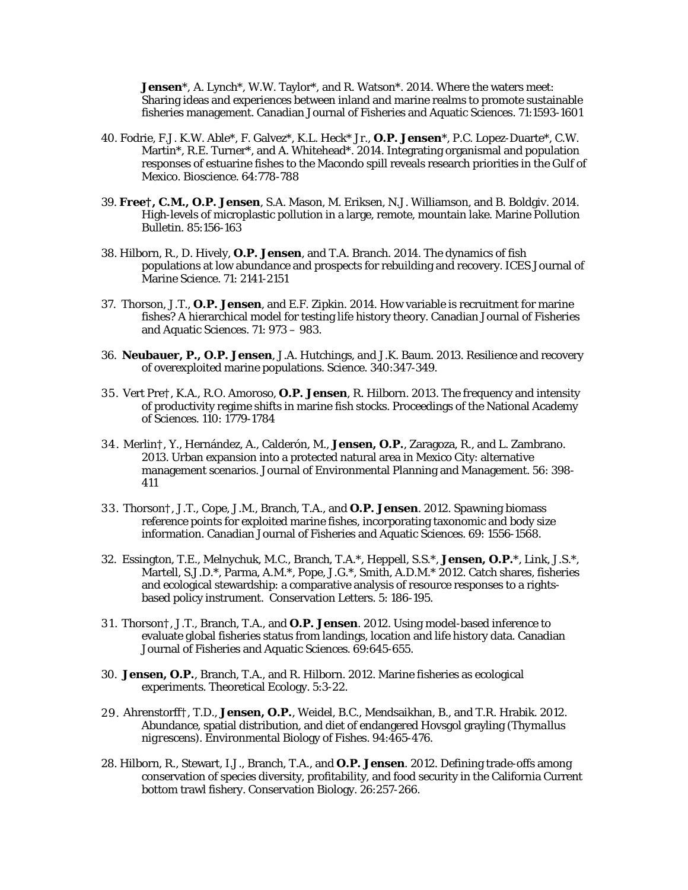**Jensen***, A. Lynch*, W.W. Taylor*, and R. Watson*. 2014. Where the waters meet: Sharing ideas and experiences between inland and marine realms to promote sustainable fisheries management. Canadian Journal of Fisheries and Aquatic Sciences. 71:1593-1601

40. Fodrie, F.J. K.W. Able*, F. Galvez*, K.L. Heck* Jr., **O.P. Jensen***, P.C. Lopez-Duarte*, C.W. Martin*, R.E. Turner*, and A. Whitehead*. 2014. Integrating organismal and population responses of estuarine fishes to the Macondo spill reveals research priorities in the Gulf of Mexico. Bioscience. 64:778-788

39. **Free†, C.M., O.P. Jensen**, S.A. Mason, M. Eriksen, N.J. Williamson, and B. Boldgiv. 2014. High-levels of microplastic pollution in a large, remote, mountain lake. Marine Pollution Bulletin. 85:156-163

38. Hilborn, R., D. Hively, **O.P. Jensen**, and T.A. Branch. 2014. The dynamics of fish populations at low abundance and prospects for rebuilding and recovery. ICES Journal of Marine Science. 71: 2141-2151

37. Thorson, J.T., **O.P. Jensen**, and E.F. Zipkin. 2014. How variable is recruitment for marine fishes? A hierarchical model for testing life history theory. Canadian Journal of Fisheries and Aquatic Sciences. 71: 973 – 983.

36. **Neubauer, P., O.P. Jensen**, J.A. Hutchings, and J.K. Baum. 2013. Resilience and recovery of overexploited marine populations. Science. 340:347-349.

35. Vert Pre†, K.A., R.O. Amoroso, **O.P. Jensen**, R. Hilborn. 2013. The frequency and intensity of productivity regime shifts in marine fish stocks. Proceedings of the National Academy of Sciences. 110: 1779-1784

34. Merlin†, Y., Hernández, A., Calderón, M., **Jensen, O.P.**, Zaragoza, R., and L. Zambrano. 2013. Urban expansion into a protected natural area in Mexico City: alternative management scenarios. Journal of Environmental Planning and Management. 56: 398-411

33. Thorson†, J.T., Cope, J.M., Branch, T.A., and **O.P. Jensen**. 2012. Spawning biomass reference points for exploited marine fishes, incorporating taxonomic and body size information. Canadian Journal of Fisheries and Aquatic Sciences. 69: 1556-1568.

32. Essington, T.E., Melnychuk, M.C., Branch, T.A.*, Heppell, S.S.*, **Jensen, O.P.***, Link, J.S.*, Martell, S.J.D.*, Parma, A.M.*, Pope, J.G.*, Smith, A.D.M.* 2012. Catch shares, fisheries and ecological stewardship: a comparative analysis of resource responses to a rights-based policy instrument. Conservation Letters. 5: 186-195.

31. Thorson†, J.T., Branch, T.A., and **O.P. Jensen**. 2012. Using model-based inference to evaluate global fisheries status from landings, location and life history data. Canadian Journal of Fisheries and Aquatic Sciences. 69:645-655.

30. **Jensen, O.P.**, Branch, T.A., and R. Hilborn. 2012. Marine fisheries as ecological experiments. Theoretical Ecology. 5:3-22.

29. Ahrenstorff†, T.D., **Jensen, O.P.**, Weidel, B.C., Mendsaikhan, B., and T.R. Hrabik. 2012. Abundance, spatial distribution, and diet of endangered Hovsgol grayling (*Thymallus nigrescens*). Environmental Biology of Fishes. 94:465-476.

28. Hilborn, R., Stewart, I.J., Branch, T.A., and **O.P. Jensen**. 2012. Defining trade-offs among conservation of species diversity, profitability, and food security in the California Current bottom trawl fishery. Conservation Biology. 26:257-266.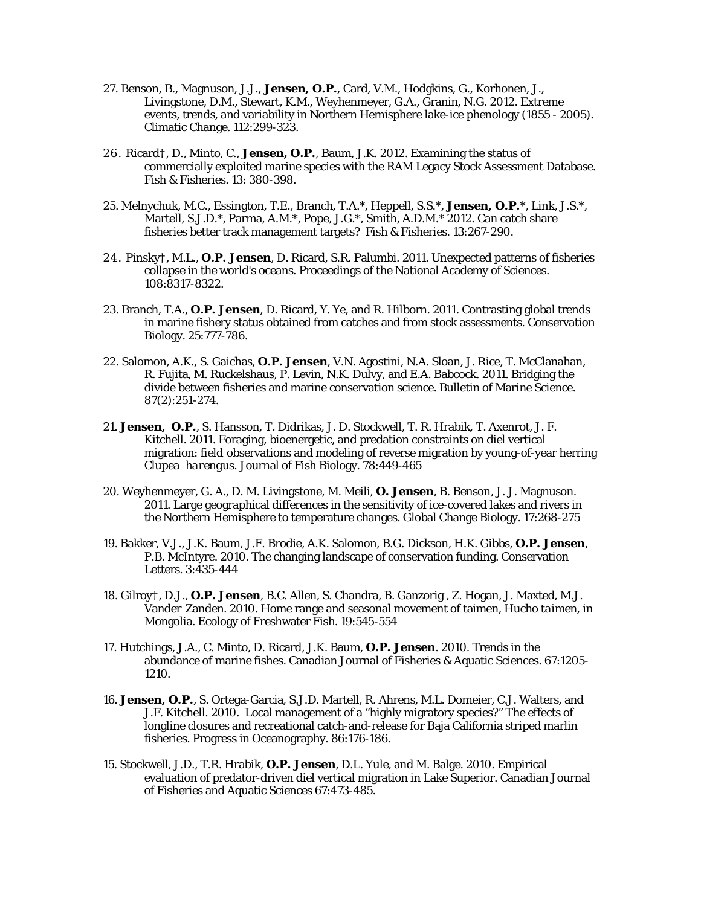27. Benson, B., Magnuson, J.J., **Jensen, O.P.**, Card, V.M., Hodgkins, G., Korhonen, J., Livingstone, D.M., Stewart, K.M., Weyhenmeyer, G.A., Granin, N.G. 2012. Extreme events, trends, and variability in Northern Hemisphere lake-ice phenology (1855 - 2005). Climatic Change. 112:299-323.

26. Ricard†, D., Minto, C., **Jensen, O.P.**, Baum, J.K. 2012. Examining the status of commercially exploited marine species with the RAM Legacy Stock Assessment Database. Fish & Fisheries. 13: 380-398.

25. Melnychuk, M.C., Essington, T.E., Branch, T.A.*, Heppell, S.S.*, **Jensen, O.P.***, Link, J.S.*, Martell, S.J.D.*, Parma, A.M.*, Pope, J.G.*, Smith, A.D.M.* 2012. Can catch share fisheries better track management targets? Fish & Fisheries. 13:267-290.

24. Pinsky†, M.L., **O.P. Jensen**, D. Ricard, S.R. Palumbi. 2011. Unexpected patterns of fisheries collapse in the world's oceans. Proceedings of the National Academy of Sciences. 108:8317-8322.

23. Branch, T.A., **O.P. Jensen**, D. Ricard, Y. Ye, and R. Hilborn. 2011. Contrasting global trends in marine fishery status obtained from catches and from stock assessments. Conservation Biology. 25:777-786.

22. Salomon, A.K., S. Gaichas, **O.P. Jensen**, V.N. Agostini, N.A. Sloan, J. Rice, T. McClanahan, R. Fujita, M. Ruckelshaus, P. Levin, N.K. Dulvy, and E.A. Babcock. 2011. Bridging the divide between fisheries and marine conservation science. Bulletin of Marine Science. 87(2):251-274.

21. **Jensen, O.P.**, S. Hansson, T. Didrikas, J. D. Stockwell, T. R. Hrabik, T. Axenrot, J. F. Kitchell. 2011. Foraging, bioenergetic, and predation constraints on diel vertical migration: field observations and modeling of reverse migration by young-of-year herring *Clupea harengus*. Journal of Fish Biology. 78:449-465

20. Weyhenmeyer, G. A., D. M. Livingstone, M. Meili, **O. Jensen**, B. Benson, J. J. Magnuson. 2011. Large geographical differences in the sensitivity of ice-covered lakes and rivers in the Northern Hemisphere to temperature changes. Global Change Biology. 17:268-275

19. Bakker, V.J., J.K. Baum, J.F. Brodie, A.K. Salomon, B.G. Dickson, H.K. Gibbs, **O.P. Jensen**, P.B. McIntyre. 2010. The changing landscape of conservation funding. Conservation Letters. 3:435-444

18. Gilroy†, D.J., **O.P. Jensen**, B.C. Allen, S. Chandra, B. Ganzorig, Z. Hogan, J. Maxted, M.J. Vander Zanden. 2010. Home range and seasonal movement of taimen, *Hucho taimen*, in Mongolia. Ecology of Freshwater Fish. 19:545-554

17. Hutchings, J.A., C. Minto, D. Ricard, J.K. Baum, **O.P. Jensen**. 2010. Trends in the abundance of marine fishes. Canadian Journal of Fisheries & Aquatic Sciences. 67:1205-1210.

16. **Jensen, O.P.**, S. Ortega-Garcia, S.J.D. Martell, R. Ahrens, M.L. Domeier, C.J. Walters, and J.F. Kitchell. 2010. Local management of a "highly migratory species?" The effects of longline closures and recreational catch-and-release for Baja California striped marlin fisheries. Progress in Oceanography. 86:176-186.

15. Stockwell, J.D., T.R. Hrabik, **O.P. Jensen**, D.L. Yule, and M. Balge. 2010. Empirical evaluation of predator-driven diel vertical migration in Lake Superior. Canadian Journal of Fisheries and Aquatic Sciences 67:473-485.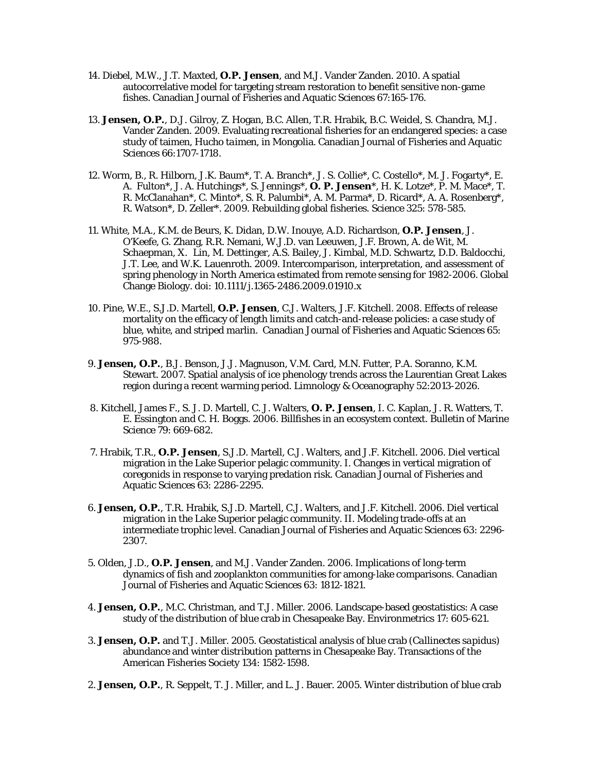14. Diebel, M.W., J.T. Maxted, **O.P. Jensen**, and M.J. Vander Zanden. 2010. A spatial autocorrelative model for targeting stream restoration to benefit sensitive non-game fishes. Canadian Journal of Fisheries and Aquatic Sciences 67:165-176.

13. **Jensen, O.P.**, D.J. Gilroy, Z. Hogan, B.C. Allen, T.R. Hrabik, B.C. Weidel, S. Chandra, M.J. Vander Zanden. 2009. Evaluating recreational fisheries for an endangered species: a case study of taimen, *Hucho taimen*, in Mongolia. Canadian Journal of Fisheries and Aquatic Sciences 66:1707-1718.

12. Worm, B., R. Hilborn, J.K. Baum*, T. A. Branch*, J. S. Collie*, C. Costello*, M. J. Fogarty*, E. A. Fulton*, J. A. Hutchings*, S. Jennings*, **O. P. Jensen***, H. K. Lotze*, P. M. Mace*, T. R. McClanahan*, C. Minto*, S. R. Palumbi*, A. M. Parma*, D. Ricard*, A. A. Rosenberg*, R. Watson*, D. Zeller*. 2009. Rebuilding global fisheries. Science 325: 578-585.

11. White, M.A., K.M. de Beurs, K. Didan, D.W. Inouye, A.D. Richardson, **O.P. Jensen**, J. O'Keefe, G. Zhang, R.R. Nemani, W.J.D. van Leeuwen, J.F. Brown, A. de Wit, M. Schaepman, X. Lin, M. Dettinger, A.S. Bailey, J. Kimbal, M.D. Schwartz, D.D. Baldocchi, J.T. Lee, and W.K. Lauenroth. 2009. Intercomparison, interpretation, and assessment of spring phenology in North America estimated from remote sensing for 1982-2006. Global Change Biology. doi: 10.1111/j.1365-2486.2009.01910.x

10. Pine, W.E., S.J.D. Martell, **O.P. Jensen**, C.J. Walters, J.F. Kitchell. 2008. Effects of release mortality on the efficacy of length limits and catch-and-release policies: a case study of blue, white, and striped marlin. Canadian Journal of Fisheries and Aquatic Sciences 65: 975-988.

9. **Jensen, O.P.**, B.J. Benson, J.J. Magnuson, V.M. Card, M.N. Futter, P.A. Soranno, K.M. Stewart. 2007. Spatial analysis of ice phenology trends across the Laurentian Great Lakes region during a recent warming period. Limnology & Oceanography 52:2013-2026.

8. Kitchell, James F., S. J. D. Martell, C. J. Walters, **O. P. Jensen**, I. C. Kaplan, J. R. Watters, T. E. Essington and C. H. Boggs. 2006. Billfishes in an ecosystem context. Bulletin of Marine Science 79: 669-682.

7. Hrabik, T.R., **O.P. Jensen**, S.J.D. Martell, C.J. Walters, and J.F. Kitchell. 2006. Diel vertical migration in the Lake Superior pelagic community. I. Changes in vertical migration of coregonids in response to varying predation risk. Canadian Journal of Fisheries and Aquatic Sciences 63: 2286-2295.

6. **Jensen, O.P.**, T.R. Hrabik, S.J.D. Martell, C.J. Walters, and J.F. Kitchell. 2006. Diel vertical migration in the Lake Superior pelagic community. II. Modeling trade-offs at an intermediate trophic level. Canadian Journal of Fisheries and Aquatic Sciences 63: 2296-2307.

5. Olden, J.D., **O.P. Jensen**, and M.J. Vander Zanden. 2006. Implications of long-term dynamics of fish and zooplankton communities for among-lake comparisons. Canadian Journal of Fisheries and Aquatic Sciences 63: 1812-1821.

4. **Jensen, O.P.**, M.C. Christman, and T.J. Miller. 2006. Landscape-based geostatistics: A case study of the distribution of blue crab in Chesapeake Bay. Environmetrics 17: 605-621.

3. **Jensen, O.P.** and T.J. Miller. 2005. Geostatistical analysis of blue crab (*Callinectes sapidus*) abundance and winter distribution patterns in Chesapeake Bay. Transactions of the American Fisheries Society 134: 1582-1598.

2. **Jensen, O.P.**, R. Seppelt, T. J. Miller, and L. J. Bauer. 2005. Winter distribution of blue crab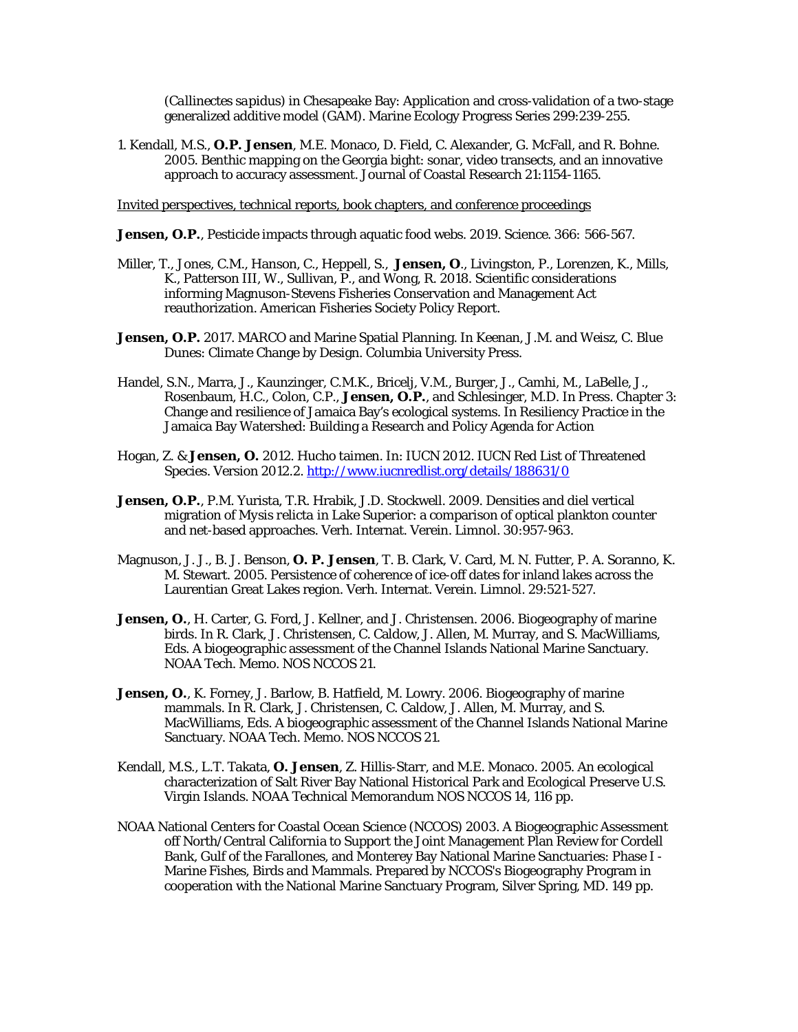(*Callinectes sapidus*) in Chesapeake Bay: Application and cross-validation of a two-stage generalized additive model (GAM). Marine Ecology Progress Series 299:239-255.

1. Kendall, M.S., **O.P. Jensen**, M.E. Monaco, D. Field, C. Alexander, G. McFall, and R. Bohne. 2005. Benthic mapping on the Georgia bight: sonar, video transects, and an innovative approach to accuracy assessment. Journal of Coastal Research 21:1154-1165.

<u>Invited perspectives, technical reports, book chapters, and conference proceedings</u>

**Jensen, O.P.**, Pesticide impacts through aquatic food webs. 2019. Science. 366: 566-567.

Miller, T., Jones, C.M., Hanson, C., Heppell, S., **Jensen, O**., Livingston, P., Lorenzen, K., Mills, K., Patterson III, W., Sullivan, P., and Wong, R. 2018. Scientific considerations informing Magnuson-Stevens Fisheries Conservation and Management Act reauthorization. American Fisheries Society Policy Report.

**Jensen, O.P.** 2017. MARCO and Marine Spatial Planning. In Keenan, J.M. and Weisz, C. Blue Dunes: Climate Change by Design. Columbia University Press.

Handel, S.N., Marra, J., Kaunzinger, C.M.K., Bricelj, V.M., Burger, J., Camhi, M., LaBelle, J., Rosenbaum, H.C., Colon, C.P., **Jensen, O.P.**, and Schlesinger, M.D. In Press. Chapter 3: Change and resilience of Jamaica Bay's ecological systems. In Resiliency Practice in the Jamaica Bay Watershed: Building a Research and Policy Agenda for Action

Hogan, Z. & **Jensen, O.** 2012. Hucho taimen. In: IUCN 2012. IUCN Red List of Threatened Species. Version 2012.2. http://www.iucnredlist.org/details/188631/0

**Jensen, O.P.**, P.M. Yurista, T.R. Hrabik, J.D. Stockwell. 2009. Densities and diel vertical migration of Mysis relicta in Lake Superior: a comparison of optical plankton counter and net-based approaches. Verh. Internat. Verein. Limnol. 30:957-963.

Magnuson, J. J., B. J. Benson, **O. P. Jensen**, T. B. Clark, V. Card, M. N. Futter, P. A. Soranno, K. M. Stewart. 2005. Persistence of coherence of ice-off dates for inland lakes across the Laurentian Great Lakes region. Verh. Internat. Verein. Limnol. 29:521-527.

**Jensen, O.**, H. Carter, G. Ford, J. Kellner, and J. Christensen. 2006. Biogeography of marine birds. In R. Clark, J. Christensen, C. Caldow, J. Allen, M. Murray, and S. MacWilliams, Eds. A biogeographic assessment of the Channel Islands National Marine Sanctuary. NOAA Tech. Memo. NOS NCCOS 21.

**Jensen, O.**, K. Forney, J. Barlow, B. Hatfield, M. Lowry. 2006. Biogeography of marine mammals. In R. Clark, J. Christensen, C. Caldow, J. Allen, M. Murray, and S. MacWilliams, Eds. A biogeographic assessment of the Channel Islands National Marine Sanctuary. NOAA Tech. Memo. NOS NCCOS 21.

Kendall, M.S., L.T. Takata, **O. Jensen**, Z. Hillis-Starr, and M.E. Monaco. 2005. An ecological characterization of Salt River Bay National Historical Park and Ecological Preserve U.S. Virgin Islands. NOAA Technical Memorandum NOS NCCOS 14, 116 pp.

NOAA National Centers for Coastal Ocean Science (NCCOS) 2003. A Biogeographic Assessment off North/Central California to Support the Joint Management Plan Review for Cordell Bank, Gulf of the Farallones, and Monterey Bay National Marine Sanctuaries: Phase I - Marine Fishes, Birds and Mammals. Prepared by NCCOS's Biogeography Program in cooperation with the National Marine Sanctuary Program, Silver Spring, MD. 149 pp.